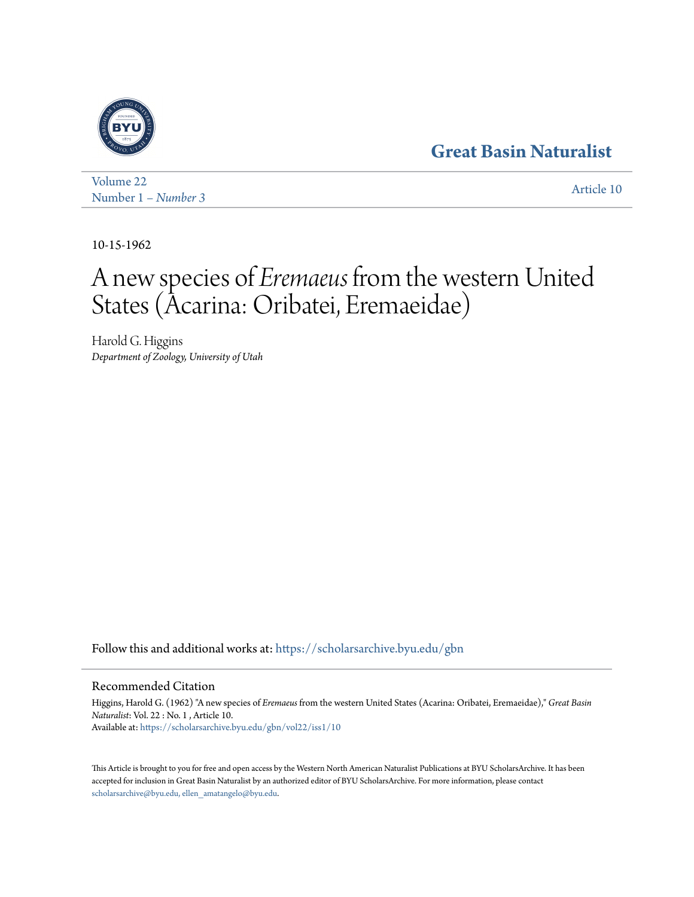Great Basin Naturalist

Volume 22
Number 1 – *Number 3*

Article 10

10-15-1962

# A new species of *Eremaeus* from the western United States (Acarina: Oribatei, Eremaeidae)

Harold G. Higgins
*Department of Zoology, University of Utah*

Follow this and additional works at: https://scholarsarchive.byu.edu/gbn

## Recommended Citation

Higgins, Harold G. (1962) "A new species of *Eremaeus* from the western United States (Acarina: Oribatei, Eremaeidae)," *Great Basin Naturalist*: Vol. 22 : No. 1 , Article 10.
Available at: https://scholarsarchive.byu.edu/gbn/vol22/iss1/10

This Article is brought to you for free and open access by the Western North American Naturalist Publications at BYU ScholarsArchive. It has been accepted for inclusion in Great Basin Naturalist by an authorized editor of BYU ScholarsArchive. For more information, please contact scholarsarchive@byu.edu, ellen_amatangelo@byu.edu.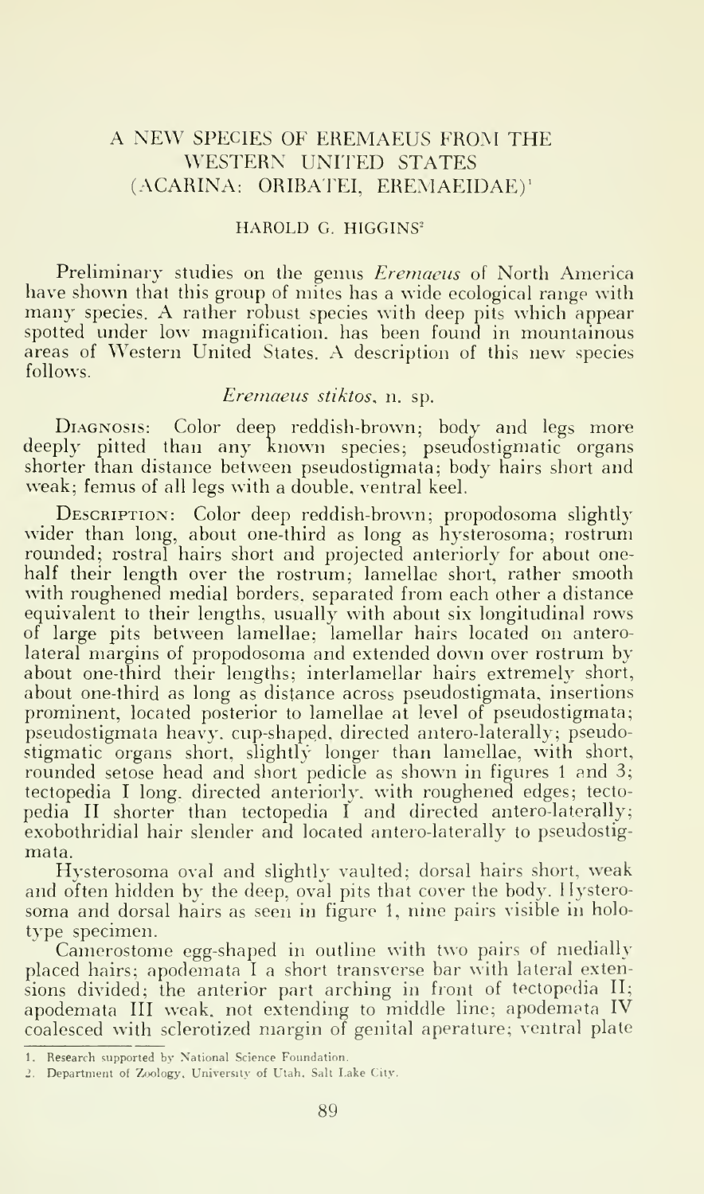# A NEW SPECIES OF EREMAEUS FROM THE WESTERN UNITED STATES (ACARINA: ORIBATEI, EREMAEIDAE)[1]

HAROLD G. HIGGINS[2]

Preliminary studies on the genus *Eremaeus* of North America have shown that this group of mites has a wide ecological range with many species. A rather robust species with deep pits which appear spotted under low magnification, has been found in mountainous areas of Western United States. A description of this new species follows.

## *Eremaeus stiktos*, n. sp.

Diagnosis: Color deep reddish-brown; body and legs more deeply pitted than any known species; pseudostigmatic organs shorter than distance between pseudostigmata; body hairs short and weak; femus of all legs with a double, ventral keel.

Description: Color deep reddish-brown; propodosoma slightly wider than long, about one-third as long as hysterosoma; rostrum rounded; rostral hairs short and projected anteriorly for about one-half their length over the rostrum; lamellae short, rather smooth with roughened medial borders, separated from each other a distance equivalent to their lengths, usually with about six longitudinal rows of large pits between lamellae; lamellar hairs located on antero-lateral margins of propodosoma and extended down over rostrum by about one-third their lengths; interlamellar hairs extremely short, about one-third as long as distance across pseudostigmata, insertions prominent, located posterior to lamellae at level of pseudostigmata; pseudostigmata heavy, cup-shaped, directed antero-laterally; pseudostigmatic organs short, slightly longer than lamellae, with short, rounded setose head and short pedicle as shown in figures 1 and 3; tectopedia I long, directed anteriorly, with roughened edges; tectopedia II shorter than tectopedia I and directed antero-laterally; exobothridial hair slender and located antero-laterally to pseudostigmata.

Hysterosoma oval and slightly vaulted; dorsal hairs short, weak and often hidden by the deep, oval pits that cover the body. Hysterosoma and dorsal hairs as seen in figure 1, nine pairs visible in holotype specimen.

Camerostome egg-shaped in outline with two pairs of medially placed hairs; apodemata I a short transverse bar with lateral extensions divided; the anterior part arching in front of tectopedia II; apodemata III weak, not extending to middle line; apodemata IV coalesced with sclerotized margin of genital aperature; ventral plate

---

1. Research supported by National Science Foundation.
2. Department of Zoology, University of Utah, Salt Lake City.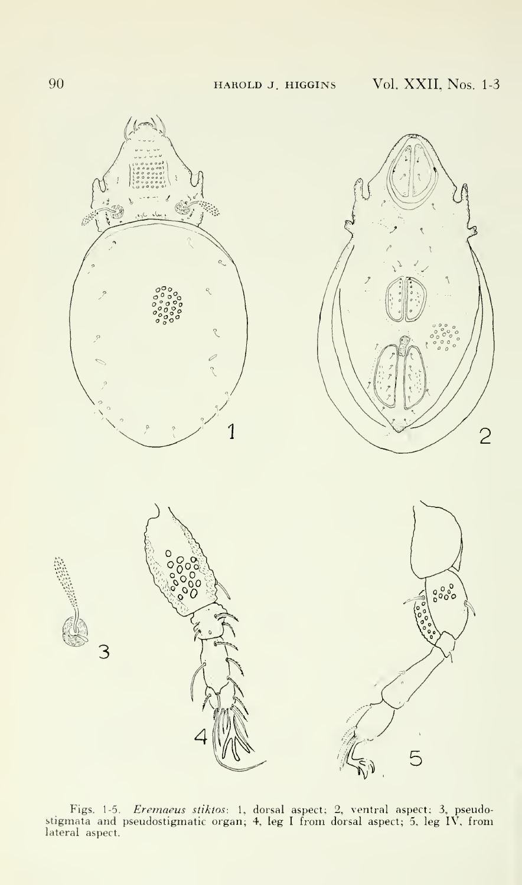Figs. 1-5. *Eremaeus stiktos*: 1, dorsal aspect; 2, ventral aspect; 3, pseudostigmata and pseudostigmatic organ; 4, leg I from dorsal aspect; 5, leg IV, from lateral aspect.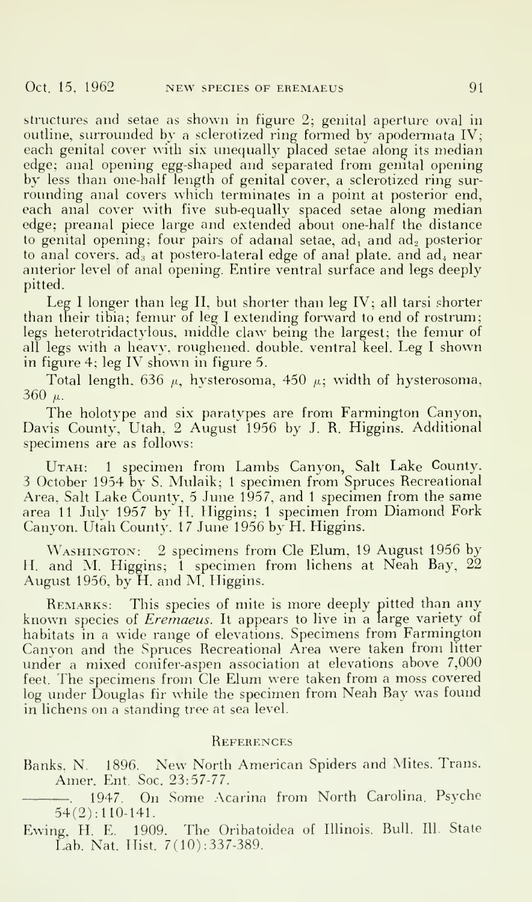structures and setae as shown in figure 2; genital aperture oval in outline, surrounded by a sclerotized ring formed by apodemata IV; each genital cover with six unequally placed setae along its median edge; anal opening egg-shaped and separated from genital opening by less than one-half length of genital cover, a sclerotized ring surrounding anal covers which terminates in a point at posterior end, each anal cover with five sub-equally spaced setae along median edge; preanal piece large and extended about one-half the distance to genital opening; four pairs of adanal setae, $ad_1$ and $ad_2$ posterior to anal covers. $ad_3$ at postero-lateral edge of anal plate. and $ad_4$ near anterior level of anal opening. Entire ventral surface and legs deeply pitted.

Leg I longer than leg II, but shorter than leg IV; all tarsi shorter than their tibia; femur of leg I extending forward to end of rostrum; legs heterotridactylous, middle claw being the largest; the femur of all legs with a heavy, roughened, double, ventral keel. Leg I shown in figure 4; leg IV shown in figure 5.

Total length, 636 $\mu$, hysterosoma, 450 $\mu$; width of hysterosoma, 360 $\mu$.

The holotype and six paratypes are from Farmington Canyon, Davis County, Utah, 2 August 1956 by J. R. Higgins. Additional specimens are as follows:

UTAH: 1 specimen from Lambs Canyon, Salt Lake County, 3 October 1954 by S. Mulaik; 1 specimen from Spruces Recreational Area, Salt Lake County, 5 June 1957, and 1 specimen from the same area 11 July 1957 by H. Higgins; 1 specimen from Diamond Fork Canyon, Utah County, 17 June 1956 by H. Higgins.

WASHINGTON: 2 specimens from Cle Elum, 19 August 1956 by H. and M. Higgins; 1 specimen from lichens at Neah Bay, 22 August 1956, by H. and M. Higgins.

REMARKS: This species of mite is more deeply pitted than any known species of *Eremaeus*. It appears to live in a large variety of habitats in a wide range of elevations. Specimens from Farmington Canyon and the Spruces Recreational Area were taken from litter under a mixed conifer-aspen association at elevations above 7,000 feet. The specimens from Cle Elum were taken from a moss covered log under Douglas fir while the specimen from Neah Bay was found in lichens on a standing tree at sea level.

## REFERENCES

Banks, N. 1896. New North American Spiders and Mites. Trans. Amer. Ent. Soc. 23:57-77.

———. 1947. On Some Acarina from North Carolina. Psyche 54(2):110-141.

Ewing, H. E. 1909. The Oribatoidea of Illinois. Bull. Ill. State Lab. Nat. Hist. 7(10):337-389.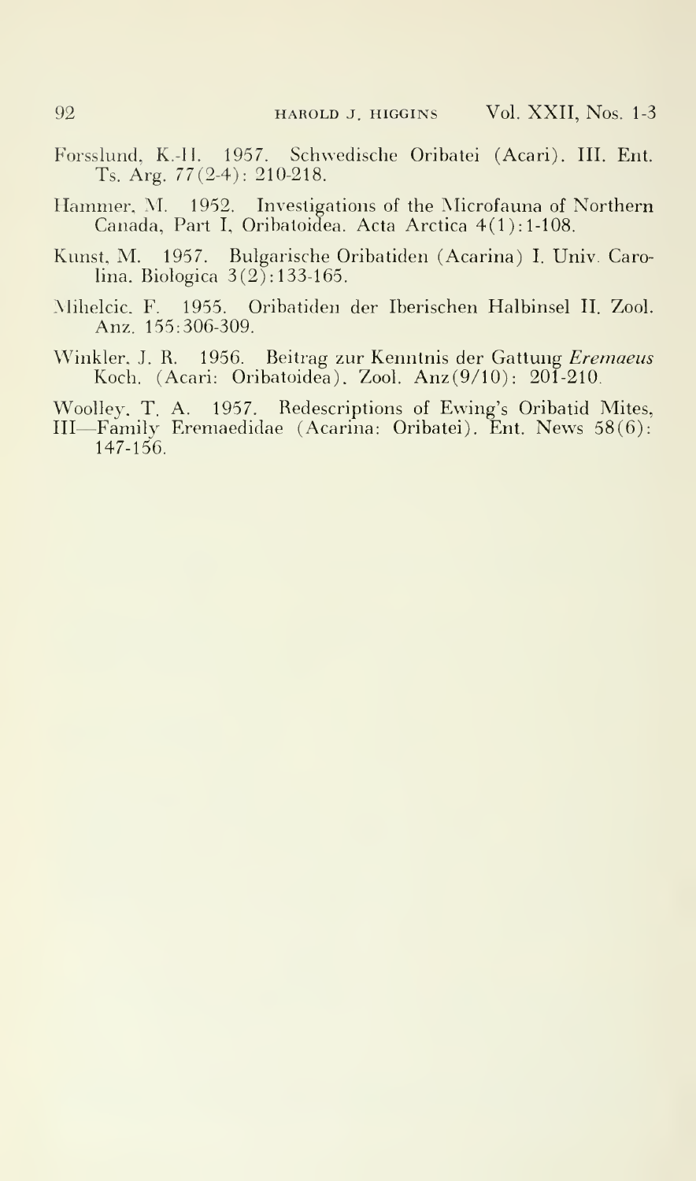Forsslund, K.-H. 1957. Schwedische Oribatei (Acari). III. Ent. Ts. Arg. 77(2-4): 210-218.

Hammer, M. 1952. Investigations of the Microfauna of Northern Canada, Part I, Oribatoidea. Acta Arctica 4(1):1-108.

Kunst, M. 1957. Bulgarische Oribatiden (Acarina) I. Univ. Carolina. Biologica 3(2):133-165.

Mihelcic. F. 1955. Oribatiden der Iberischen Halbinsel II. Zool. Anz. 155:306-309.

Winkler, J. R. 1956. Beitrag zur Kenntnis der Gattung *Eremaeus* Koch. (Acari: Oribatoidea). Zool. Anz(9/10): 201-210.

Woolley, T. A. 1957. Redescriptions of Ewing's Oribatid Mites, III—Family Eremaedidae (Acarina: Oribatei). Ent. News 58(6): 147-156.